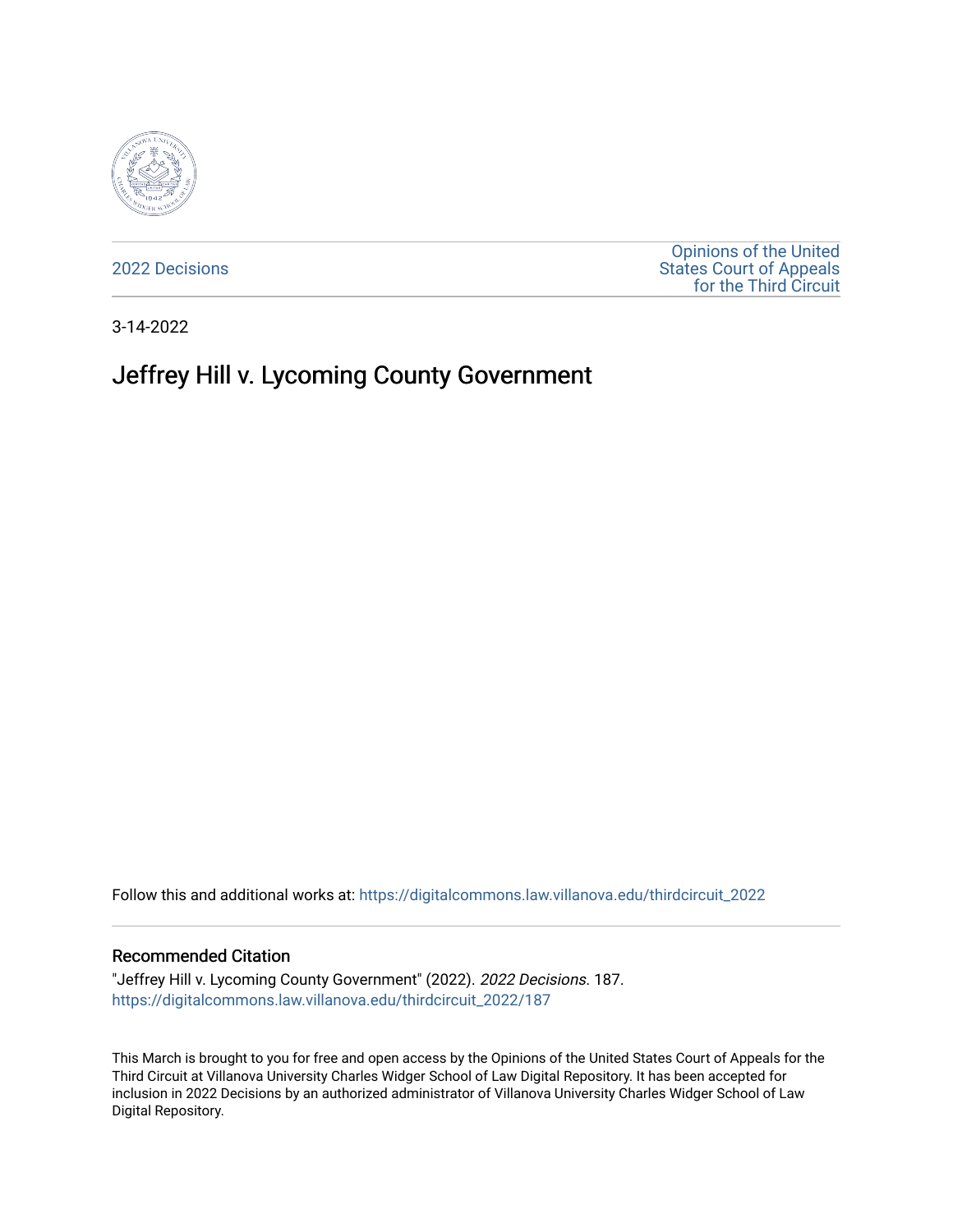2022 Decisions

Opinions of the United States Court of Appeals for the Third Circuit

3-14-2022

# Jeffrey Hill v. Lycoming County Government

Follow this and additional works at: https://digitalcommons.law.villanova.edu/thirdcircuit_2022

## Recommended Citation

"Jeffrey Hill v. Lycoming County Government" (2022). *2022 Decisions*. 187.
https://digitalcommons.law.villanova.edu/thirdcircuit_2022/187

This March is brought to you for free and open access by the Opinions of the United States Court of Appeals for the Third Circuit at Villanova University Charles Widger School of Law Digital Repository. It has been accepted for inclusion in 2022 Decisions by an authorized administrator of Villanova University Charles Widger School of Law Digital Repository.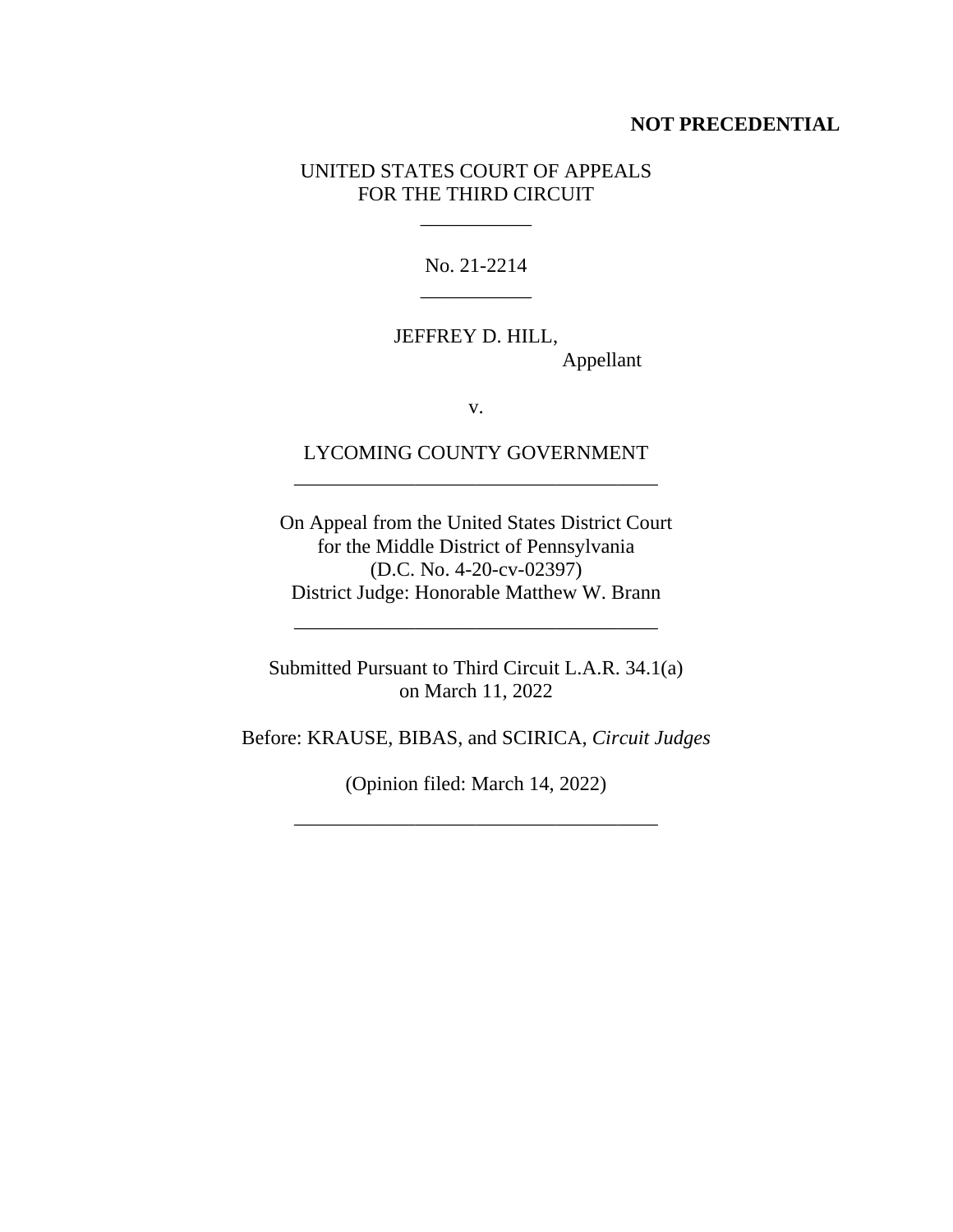**NOT PRECEDENTIAL**

UNITED STATES COURT OF APPEALS
FOR THE THIRD CIRCUIT

\_\_\_\_\_\_\_\_\_\_\_

No. 21-2214

\_\_\_\_\_\_\_\_\_\_\_

JEFFREY D. HILL,
Appellant

v.

LYCOMING COUNTY GOVERNMENT

\_\_\_\_\_\_\_\_\_\_\_\_\_\_\_\_\_\_\_\_\_\_\_\_\_\_\_\_\_\_\_\_\_\_\_\_

On Appeal from the United States District Court
for the Middle District of Pennsylvania
(D.C. No. 4-20-cv-02397)
District Judge: Honorable Matthew W. Brann

\_\_\_\_\_\_\_\_\_\_\_\_\_\_\_\_\_\_\_\_\_\_\_\_\_\_\_\_\_\_\_\_\_\_\_\_

Submitted Pursuant to Third Circuit L.A.R. 34.1(a)
on March 11, 2022

Before: KRAUSE, BIBAS, and SCIRICA, *Circuit Judges*

(Opinion filed: March 14, 2022)

\_\_\_\_\_\_\_\_\_\_\_\_\_\_\_\_\_\_\_\_\_\_\_\_\_\_\_\_\_\_\_\_\_\_\_\_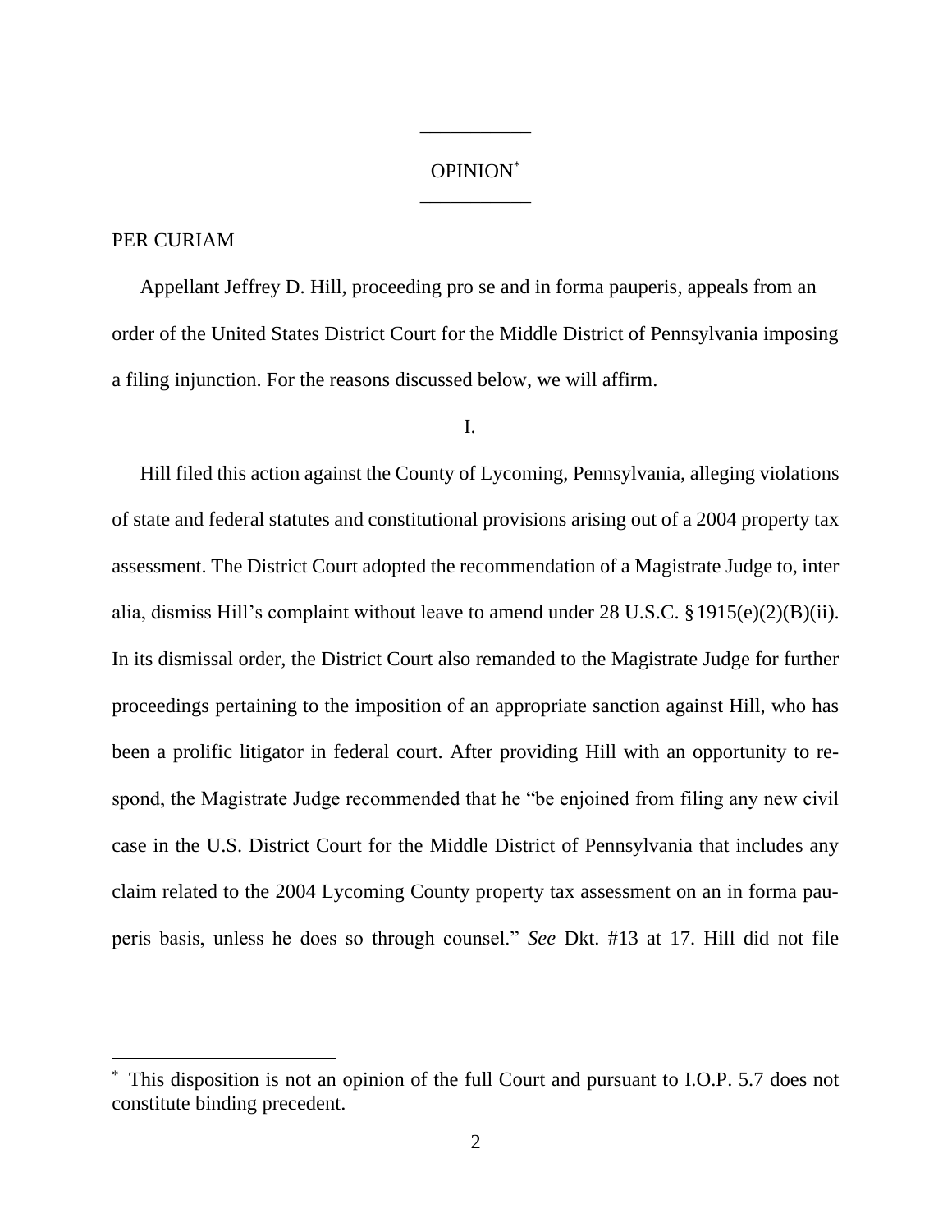OPINION[*]

PER CURIAM

Appellant Jeffrey D. Hill, proceeding pro se and in forma pauperis, appeals from an order of the United States District Court for the Middle District of Pennsylvania imposing a filing injunction. For the reasons discussed below, we will affirm.

I.

Hill filed this action against the County of Lycoming, Pennsylvania, alleging violations of state and federal statutes and constitutional provisions arising out of a 2004 property tax assessment. The District Court adopted the recommendation of a Magistrate Judge to, inter alia, dismiss Hill's complaint without leave to amend under 28 U.S.C. § 1915(e)(2)(B)(ii). In its dismissal order, the District Court also remanded to the Magistrate Judge for further proceedings pertaining to the imposition of an appropriate sanction against Hill, who has been a prolific litigator in federal court. After providing Hill with an opportunity to respond, the Magistrate Judge recommended that he "be enjoined from filing any new civil case in the U.S. District Court for the Middle District of Pennsylvania that includes any claim related to the 2004 Lycoming County property tax assessment on an in forma pauperis basis, unless he does so through counsel." *See* Dkt. #13 at 17. Hill did not file

[*] This disposition is not an opinion of the full Court and pursuant to I.O.P. 5.7 does not constitute binding precedent.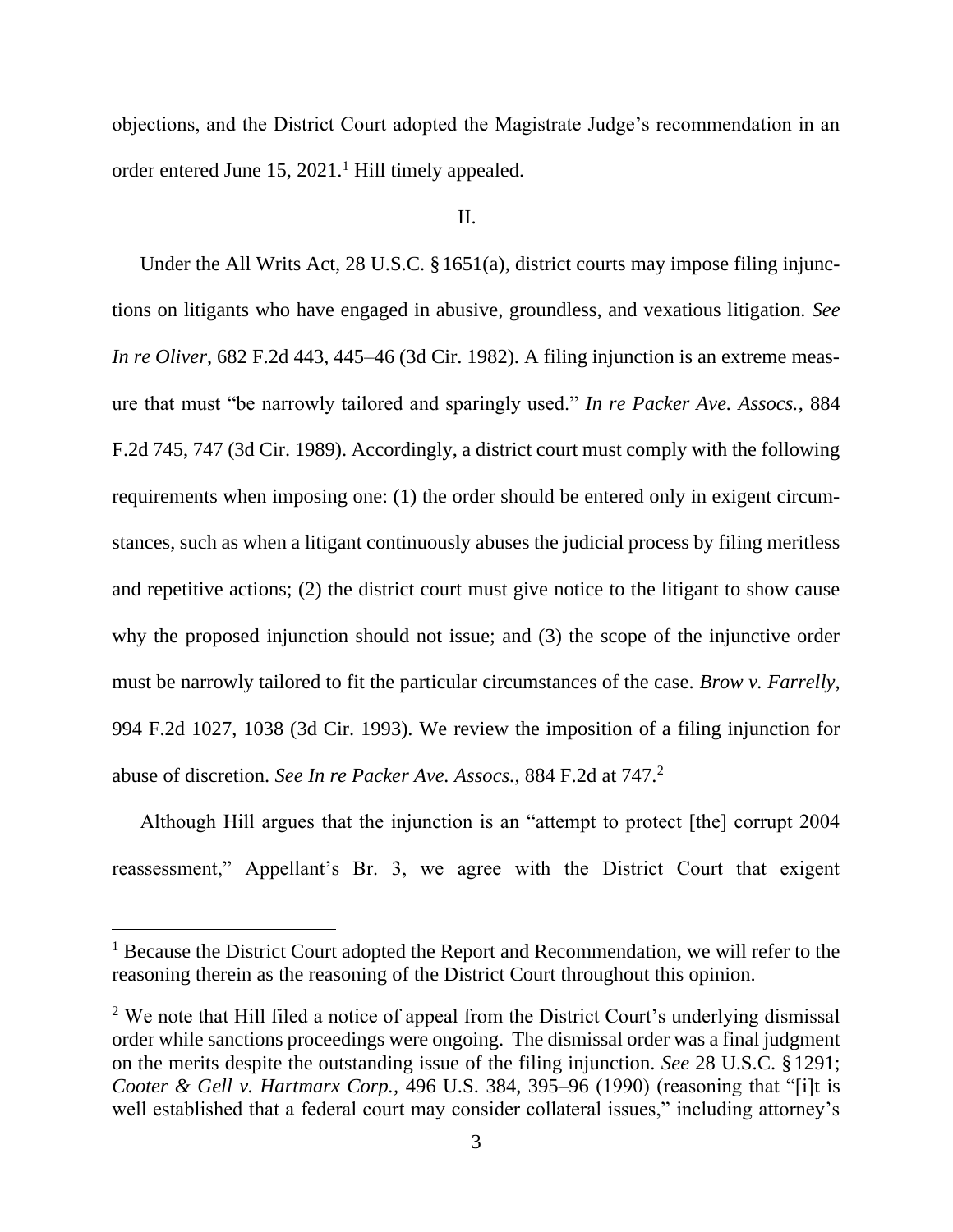objections, and the District Court adopted the Magistrate Judge's recommendation in an order entered June 15, 2021.[1] Hill timely appealed.

II.

Under the All Writs Act, 28 U.S.C. § 1651(a), district courts may impose filing injunctions on litigants who have engaged in abusive, groundless, and vexatious litigation. *See In re Oliver*, 682 F.2d 443, 445–46 (3d Cir. 1982). A filing injunction is an extreme measure that must "be narrowly tailored and sparingly used." *In re Packer Ave. Assocs.*, 884 F.2d 745, 747 (3d Cir. 1989). Accordingly, a district court must comply with the following requirements when imposing one: (1) the order should be entered only in exigent circumstances, such as when a litigant continuously abuses the judicial process by filing meritless and repetitive actions; (2) the district court must give notice to the litigant to show cause why the proposed injunction should not issue; and (3) the scope of the injunctive order must be narrowly tailored to fit the particular circumstances of the case. *Brow v. Farrelly*, 994 F.2d 1027, 1038 (3d Cir. 1993). We review the imposition of a filing injunction for abuse of discretion. *See In re Packer Ave. Assocs.*, 884 F.2d at 747.[2]

Although Hill argues that the injunction is an "attempt to protect [the] corrupt 2004 reassessment," Appellant's Br. 3, we agree with the District Court that exigent

---

[1] Because the District Court adopted the Report and Recommendation, we will refer to the reasoning therein as the reasoning of the District Court throughout this opinion.

[2] We note that Hill filed a notice of appeal from the District Court's underlying dismissal order while sanctions proceedings were ongoing. The dismissal order was a final judgment on the merits despite the outstanding issue of the filing injunction. *See* 28 U.S.C. § 1291; *Cooter & Gell v. Hartmarx Corp.,* 496 U.S. 384, 395–96 (1990) (reasoning that "[i]t is well established that a federal court may consider collateral issues," including attorney's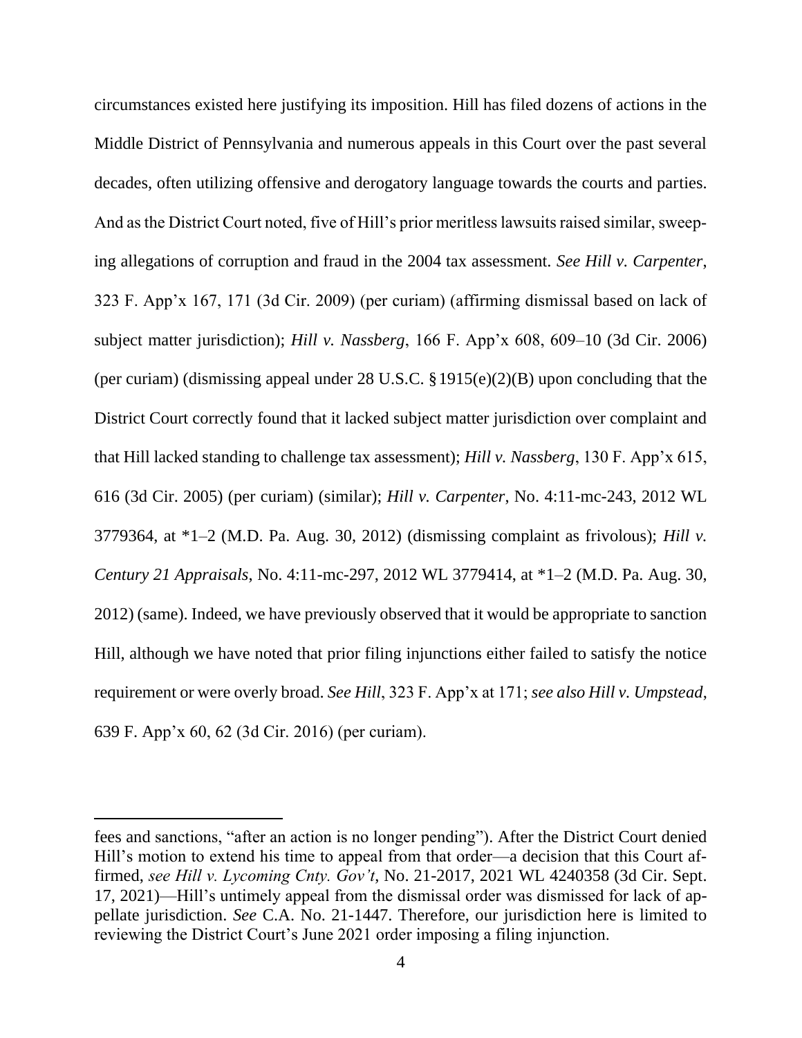circumstances existed here justifying its imposition. Hill has filed dozens of actions in the Middle District of Pennsylvania and numerous appeals in this Court over the past several decades, often utilizing offensive and derogatory language towards the courts and parties. And as the District Court noted, five of Hill's prior meritless lawsuits raised similar, sweeping allegations of corruption and fraud in the 2004 tax assessment. *See Hill v. Carpenter*, 323 F. App'x 167, 171 (3d Cir. 2009) (per curiam) (affirming dismissal based on lack of subject matter jurisdiction); *Hill v. Nassberg*, 166 F. App'x 608, 609–10 (3d Cir. 2006) (per curiam) (dismissing appeal under 28 U.S.C. § 1915(e)(2)(B) upon concluding that the District Court correctly found that it lacked subject matter jurisdiction over complaint and that Hill lacked standing to challenge tax assessment); *Hill v. Nassberg*, 130 F. App'x 615, 616 (3d Cir. 2005) (per curiam) (similar); *Hill v. Carpenter*, No. 4:11-mc-243, 2012 WL 3779364, at *1–2 (M.D. Pa. Aug. 30, 2012) (dismissing complaint as frivolous); *Hill v. Century 21 Appraisals*, No. 4:11-mc-297, 2012 WL 3779414, at *1–2 (M.D. Pa. Aug. 30, 2012) (same). Indeed, we have previously observed that it would be appropriate to sanction Hill, although we have noted that prior filing injunctions either failed to satisfy the notice requirement or were overly broad. *See Hill*, 323 F. App'x at 171; *see also Hill v. Umpstead*, 639 F. App'x 60, 62 (3d Cir. 2016) (per curiam).

---

fees and sanctions, "after an action is no longer pending"). After the District Court denied Hill's motion to extend his time to appeal from that order—a decision that this Court affirmed, *see Hill v. Lycoming Cnty. Gov't*, No. 21-2017, 2021 WL 4240358 (3d Cir. Sept. 17, 2021)—Hill's untimely appeal from the dismissal order was dismissed for lack of appellate jurisdiction. *See* C.A. No. 21-1447. Therefore, our jurisdiction here is limited to reviewing the District Court's June 2021 order imposing a filing injunction.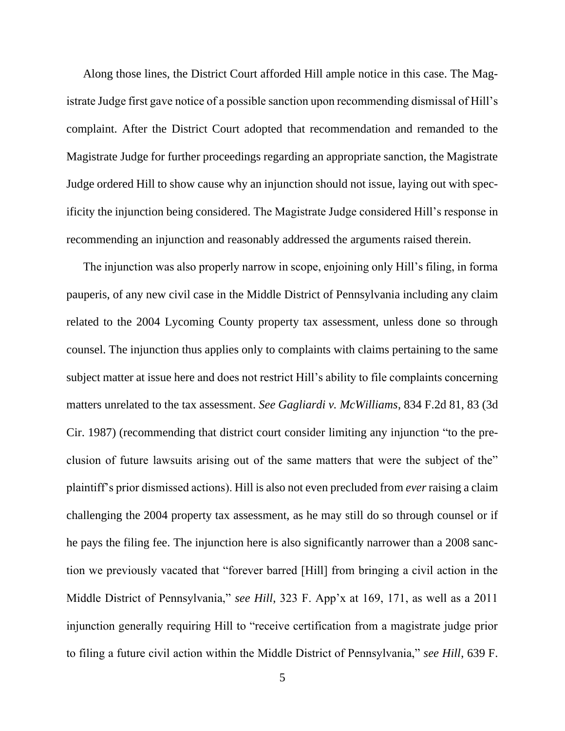Along those lines, the District Court afforded Hill ample notice in this case. The Magistrate Judge first gave notice of a possible sanction upon recommending dismissal of Hill's complaint. After the District Court adopted that recommendation and remanded to the Magistrate Judge for further proceedings regarding an appropriate sanction, the Magistrate Judge ordered Hill to show cause why an injunction should not issue, laying out with specificity the injunction being considered. The Magistrate Judge considered Hill's response in recommending an injunction and reasonably addressed the arguments raised therein.

The injunction was also properly narrow in scope, enjoining only Hill's filing, in forma pauperis, of any new civil case in the Middle District of Pennsylvania including any claim related to the 2004 Lycoming County property tax assessment, unless done so through counsel. The injunction thus applies only to complaints with claims pertaining to the same subject matter at issue here and does not restrict Hill's ability to file complaints concerning matters unrelated to the tax assessment. *See Gagliardi v. McWilliams*, 834 F.2d 81, 83 (3d Cir. 1987) (recommending that district court consider limiting any injunction "to the preclusion of future lawsuits arising out of the same matters that were the subject of the" plaintiff's prior dismissed actions). Hill is also not even precluded from *ever* raising a claim challenging the 2004 property tax assessment, as he may still do so through counsel or if he pays the filing fee. The injunction here is also significantly narrower than a 2008 sanction we previously vacated that "forever barred [Hill] from bringing a civil action in the Middle District of Pennsylvania," *see Hill*, 323 F. App'x at 169, 171, as well as a 2011 injunction generally requiring Hill to "receive certification from a magistrate judge prior to filing a future civil action within the Middle District of Pennsylvania," *see Hill*, 639 F.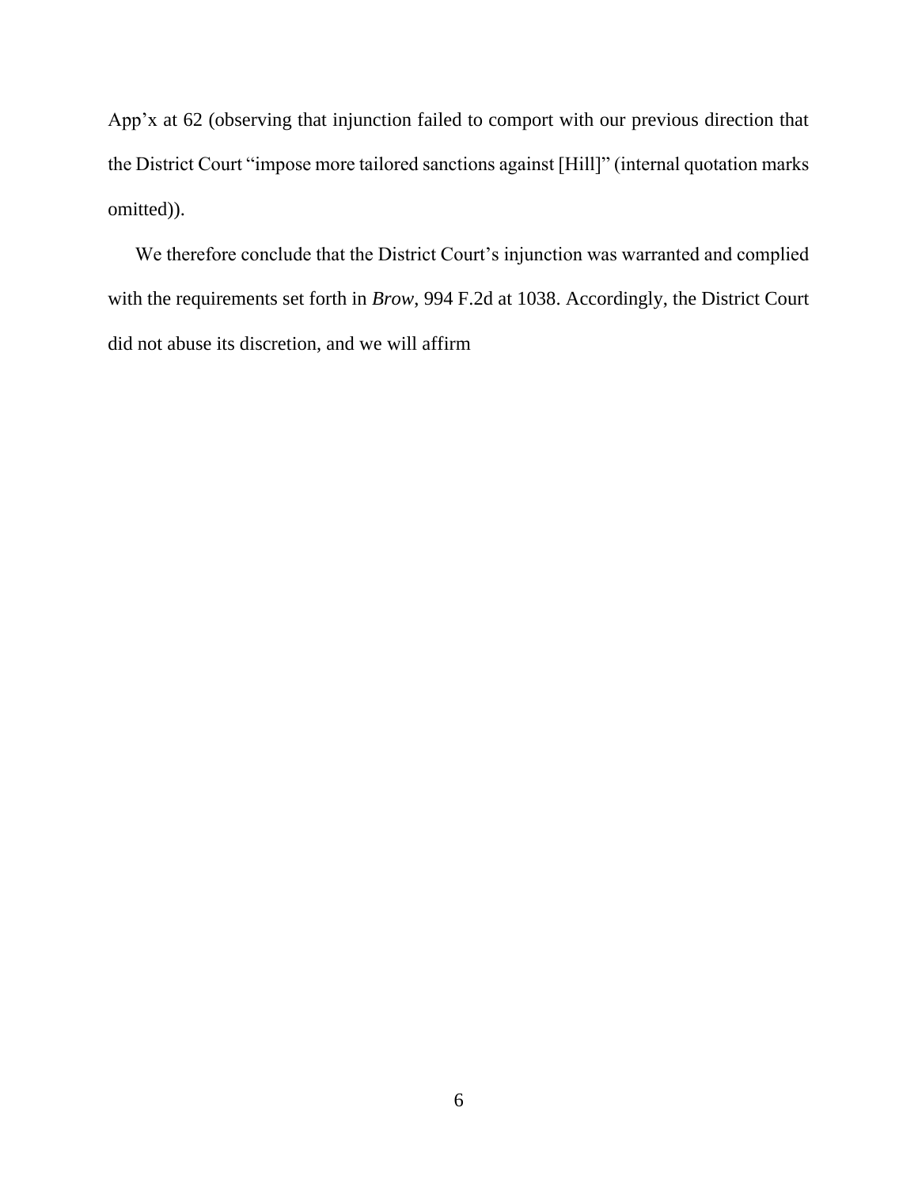App'x at 62 (observing that injunction failed to comport with our previous direction that the District Court "impose more tailored sanctions against [Hill]" (internal quotation marks omitted)).

We therefore conclude that the District Court's injunction was warranted and complied with the requirements set forth in *Brow*, 994 F.2d at 1038. Accordingly, the District Court did not abuse its discretion, and we will affirm